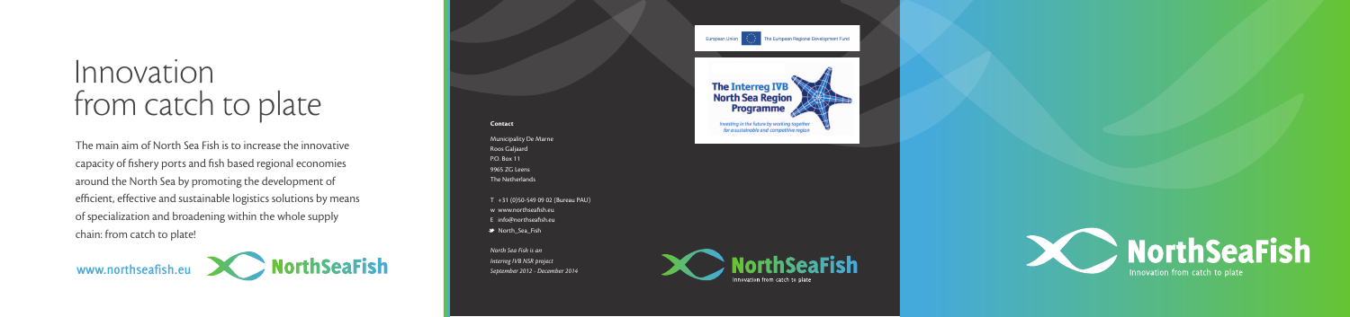# Innovation from catch to plate

The main aim of North Sea Fish is to increase the innovative capacity of fishery ports and fish based regional economies around the North Sea by promoting the development of efficient, effective and sustainable logistics solutions by means of specialization and broadening within the whole supply chain: from catch to plate!

www.northseafish.eu NorthSeaFish

**Contact**

Municipality De Marne
Roos Galjaard
P.O. Box 11
9965 ZG Leens
The Netherlands

T +31 (0)50-549 09 02 (Bureau PAU)
w www.northseafish.eu
E info@northseafish.eu
North_Sea_Fish

*North Sea Fish is an Interreg IVB NSR project September 2012 - December 2014*

European Union — The European Regional Development Fund

**The Interreg IVB North Sea Region Programme**

*Investing in the future by working together for a sustainable and competitive region*

NorthSeaFish
Innovation from catch to plate

NorthSeaFish
Innovation from catch to plate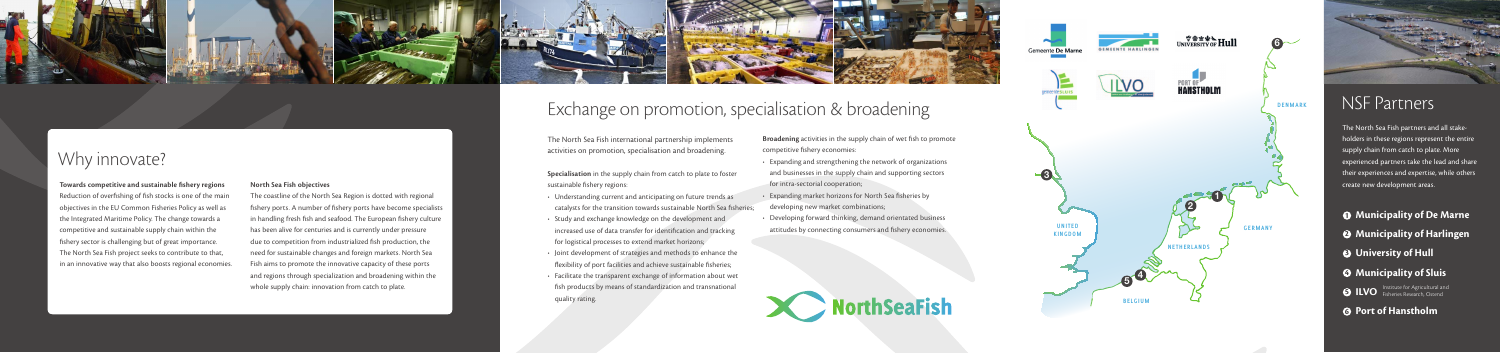# Why innovate?

**Towards competitive and sustainable fishery regions**

Reduction of overfishing of fish stocks is one of the main objectives in the EU Common Fisheries Policy as well as the Integrated Maritime Policy. The change towards a competitive and sustainable supply chain within the fishery sector is challenging but of great importance. The North Sea Fish project seeks to contribute to that, in an innovative way that also boosts regional economies.

**North Sea Fish objectives**

The coastline of the North Sea Region is dotted with regional fishery ports. A number of fishery ports have become specialists in handling fresh fish and seafood. The European fishery culture has been alive for centuries and is currently under pressure due to competition from industrialized fish production, the need for sustainable changes and fishery regulations. North Sea Fish aims to promote the innovative capacity of these ports and regions through specialization and broadening within the whole supply chain: innovation from catch to plate.

# Exchange on promotion, specialisation & broadening

The North Sea Fish international partnership implements activities on promotion, specialisation and broadening.

**Specialisation** in the supply chain from catch to plate to foster sustainable fishery regions:

- Understanding current and anticipating on future trends as catalysts for the transition towards sustainable North Sea fisheries;
- Study and exchange knowledge on the development and increased use of data transfer for identification and tracking for logistical processes to extend market horizons;
- Joint development of strategies and methods to enhance the flexibility of port facilities and achieve sustainable fisheries;
- Facilitate the transparent exchange of information about wet fish products by means of standardization and transnational quality rating.

**Broadening** activities in the supply chain of wet fish to promote competitive fishery economies:

- Expanding and strengthening the network of organizations and businesses in the supply chain and supporting sectors for intra-sectorial cooperation;
- Expanding market horizons for North Sea fisheries by developing new market combinations;
- Developing forward thinking, demand orientated business attitudes by connecting consumers and fishery economies.

NorthSeaFish

Gemeente De Marne
GEMEENTE HARLINGEN
UNIVERSITY OF Hull
gemeente sluis
ILVO
PORT OF HANSTHOLM

DENMARK
UNITED KINGDOM
NETHERLANDS
GERMANY
BELGIUM

# NSF Partners

The North Sea Fish partners and all stakeholders in these regions represent the entire supply chain from catch to plate. More experienced partners take the lead and share their experiences and expertise, while others create new development areas.

1. **Municipality of De Marne**
2. **Municipality of Harlingen**
3. **University of Hull**
4. **Municipality of Sluis**
5. **ILVO** Institute for Agricultural and Fisheries Research, Ostend
6. **Port of Hanstholm**